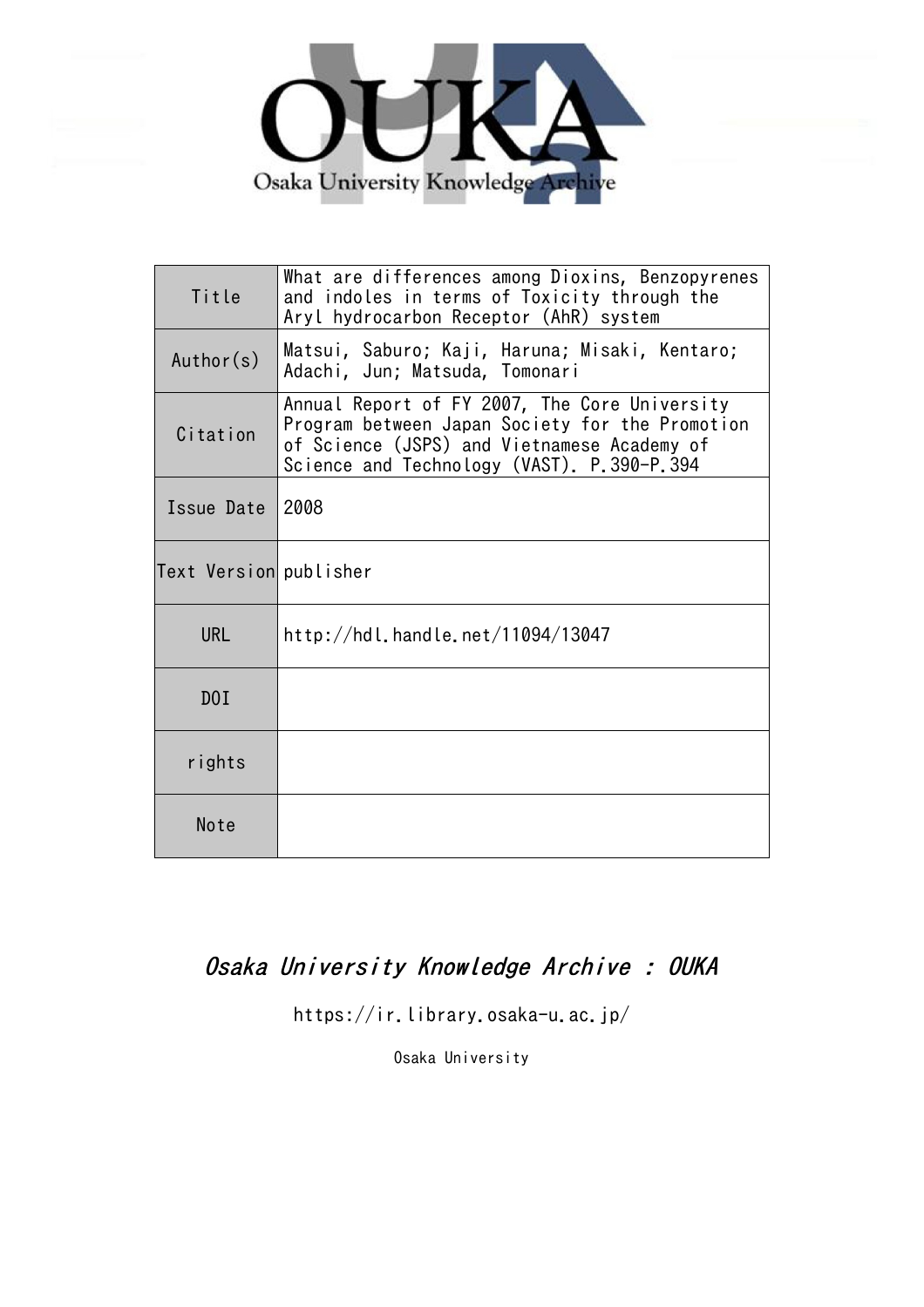Osaka University Knowledge Archive

| Title | What are differences among Dioxins, Benzopyrenes and indoles in terms of Toxicity through the Aryl hydrocarbon Receptor (AhR) system |
|---|---|
| Author(s) | Matsui, Saburo; Kaji, Haruna; Misaki, Kentaro; Adachi, Jun; Matsuda, Tomonari |
| Citation | Annual Report of FY 2007, The Core University Program between Japan Society for the Promotion of Science (JSPS) and Vietnamese Academy of Science and Technology (VAST). P.390-P.394 |
| Issue Date | 2008 |
| Text Version | publisher |
| URL | http://hdl.handle.net/11094/13047 |
| DOI | |
| rights | |
| Note | |

*Osaka University Knowledge Archive : OUKA*

https://ir.library.osaka-u.ac.jp/

Osaka University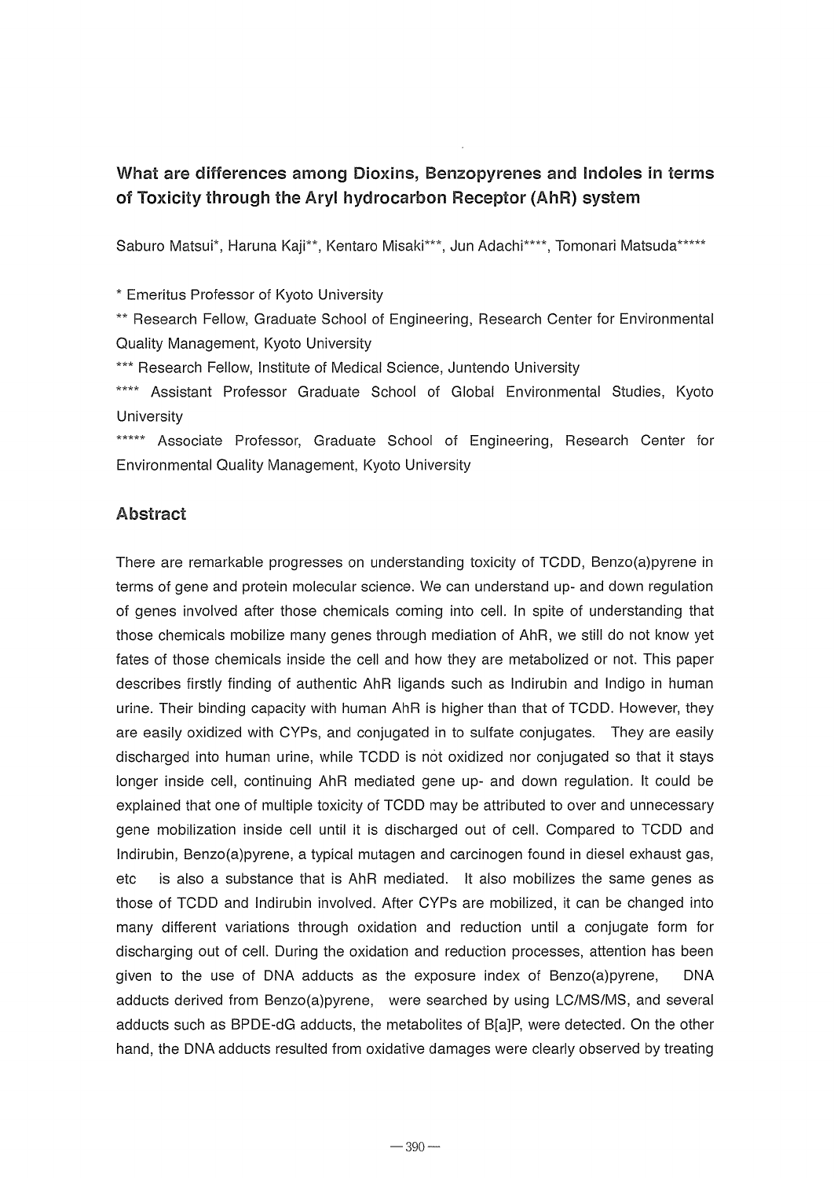## What are differences among Dioxins, Benzopyrenes and Indoles in terms of Toxicity through the Aryl hydrocarbon Receptor (AhR) system

Saburo Matsui*, Haruna Kaji**, Kentaro Misaki***, Jun Adachi****, Tomonari Matsuda*****

\* Emeritus Professor of Kyoto University

** Research Fellow, Graduate School of Engineering, Research Center for Environmental Quality Management, Kyoto University

*** Research Fellow, Institute of Medical Science, Juntendo University

**** Assistant Professor Graduate School of Global Environmental Studies, Kyoto University

***** Associate Professor, Graduate School of Engineering, Research Center for Environmental Quality Management, Kyoto University

## Abstract

There are remarkable progresses on understanding toxicity of TCDD, Benzo(a)pyrene in terms of gene and protein molecular science. We can understand up- and down regulation of genes involved after those chemicals coming into cell. In spite of understanding that those chemicals mobilize many genes through mediation of AhR, we still do not know yet fates of those chemicals inside the cell and how they are metabolized or not. This paper describes firstly finding of authentic AhR ligands such as Indirubin and Indigo in human urine. Their binding capacity with human AhR is higher than that of TCDD. However, they are easily oxidized with CYPs, and conjugated in to sulfate conjugates. They are easily discharged into human urine, while TCDD is not oxidized nor conjugated so that it stays longer inside cell, continuing AhR mediated gene up- and down regulation. It could be explained that one of multiple toxicity of TCDD may be attributed to over and unnecessary gene mobilization inside cell until it is discharged out of cell. Compared to TCDD and Indirubin, Benzo(a)pyrene, a typical mutagen and carcinogen found in diesel exhaust gas, etc is also a substance that is AhR mediated. It also mobilizes the same genes as those of TCDD and Indirubin involved. After CYPs are mobilized, it can be changed into many different variations through oxidation and reduction until a conjugate form for discharging out of cell. During the oxidation and reduction processes, attention has been given to the use of DNA adducts as the exposure index of Benzo(a)pyrene, DNA adducts derived from Benzo(a)pyrene, were searched by using LC/MS/MS, and several adducts such as BPDE-dG adducts, the metabolites of B[a]P, were detected. On the other hand, the DNA adducts resulted from oxidative damages were clearly observed by treating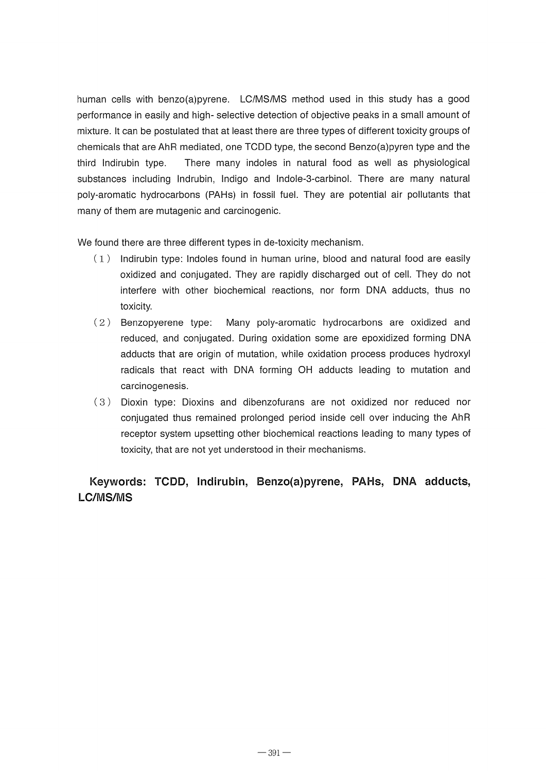human cells with benzo(a)pyrene. LC/MS/MS method used in this study has a good performance in easily and high- selective detection of objective peaks in a small amount of mixture. It can be postulated that at least there are three types of different toxicity groups of chemicals that are AhR mediated, one TCDD type, the second Benzo(a)pyren type and the third Indirubin type. There many indoles in natural food as well as physiological substances including Indrubin, Indigo and Indole-3-carbinol. There are many natural poly-aromatic hydrocarbons (PAHs) in fossil fuel. They are potential air pollutants that many of them are mutagenic and carcinogenic.

We found there are three different types in de-toxicity mechanism.

（1） Indirubin type: Indoles found in human urine, blood and natural food are easily oxidized and conjugated. They are rapidly discharged out of cell. They do not interfere with other biochemical reactions, nor form DNA adducts, thus no toxicity.

（2） Benzopyerene type: Many poly-aromatic hydrocarbons are oxidized and reduced, and conjugated. During oxidation some are epoxidized forming DNA adducts that are origin of mutation, while oxidation process produces hydroxyl radicals that react with DNA forming OH adducts leading to mutation and carcinogenesis.

（3） Dioxin type: Dioxins and dibenzofurans are not oxidized nor reduced nor conjugated thus remained prolonged period inside cell over inducing the AhR receptor system upsetting other biochemical reactions leading to many types of toxicity, that are not yet understood in their mechanisms.

**Keywords: TCDD, Indirubin, Benzo(a)pyrene, PAHs, DNA adducts, LC/MS/MS**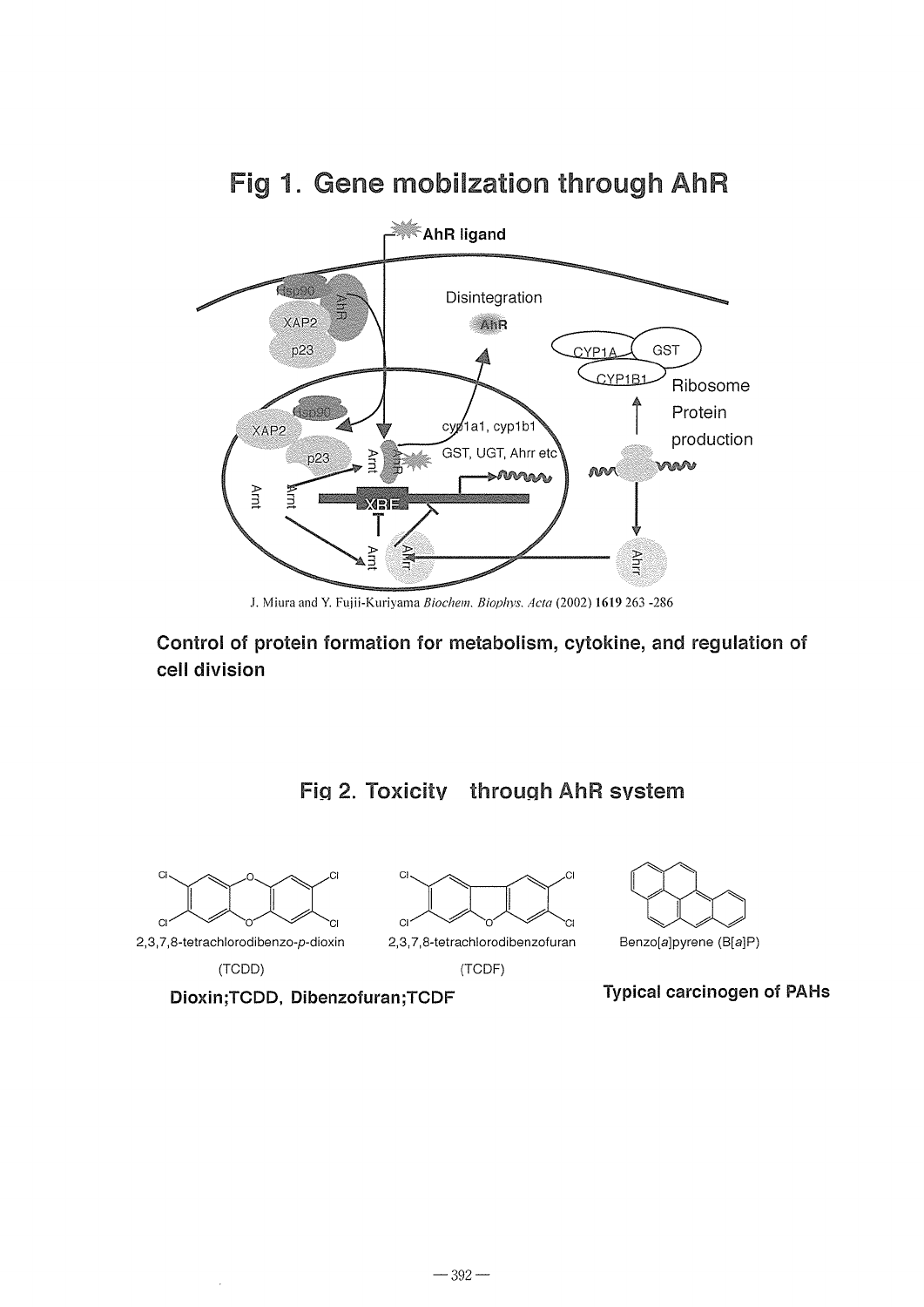# Fig 1. Gene mobilzation through AhR

J. Miura and Y. Fujii-Kuriyama *Biochem. Biophys. Acta* (2002) **1619** 263 -286

**Control of protein formation for metabolism, cytokine, and regulation of cell division**

# Fig 2. Toxicity through AhR system

2,3,7,8-tetrachlorodibenzo-*p*-dioxin (TCDD)

2,3,7,8-tetrachlorodibenzofuran (TCDF)

Benzo[*a*]pyrene (B[*a*]P)

**Dioxin;TCDD, Dibenzofuran;TCDF**

**Typical carcinogen of PAHs**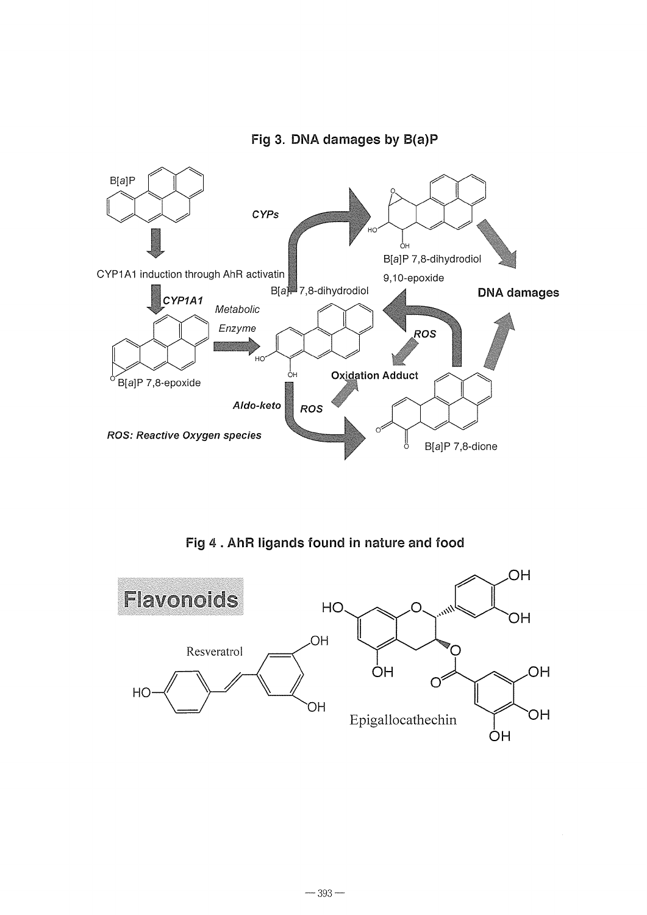**Fig 3. DNA damages by B(a)P**

B[a]P

CYP1A1 induction through AhR activatin

CYP1A1

B[a]P 7,8-epoxide

Metabolic Enzyme

B[a]P 7,8-dihydrodiol

CYPs

B[a]P 7,8-dihydrodiol 9,10-epoxide

DNA damages

ROS

Oxidation Adduct

Aldo-keto

ROS

B[a]P 7,8-dione

ROS: Reactive Oxygen species

**Fig 4 . AhR ligands found in nature and food**

Flavonoids

Resveratrol

Epigallocathechin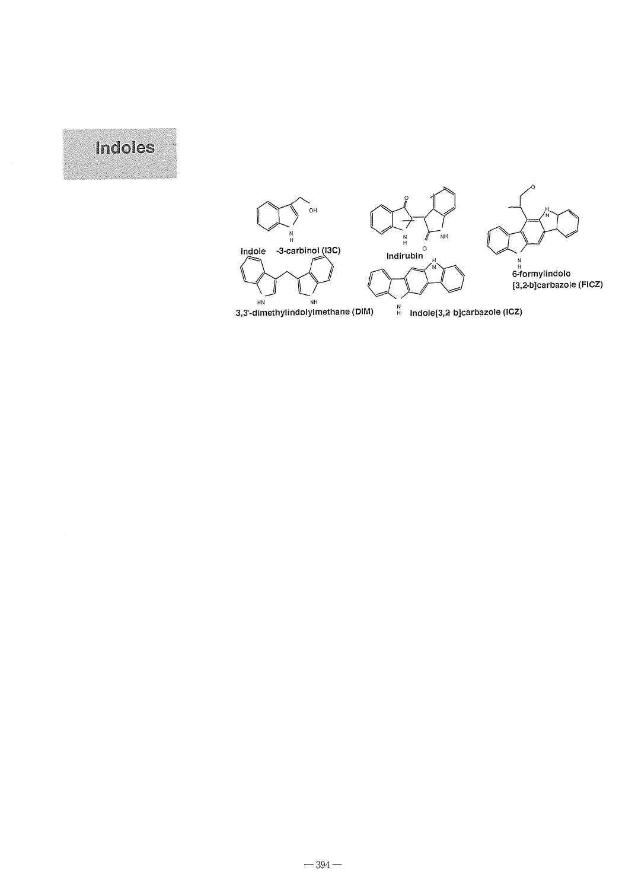# Indoles

Indole -3-carbinol (I3C)

Indirubin

6-formylindolo [3,2-b]carbazole (FICZ)

3,3'-dimethylindolylmethane (DIM)

Indole[3,2 b]carbazole (ICZ)